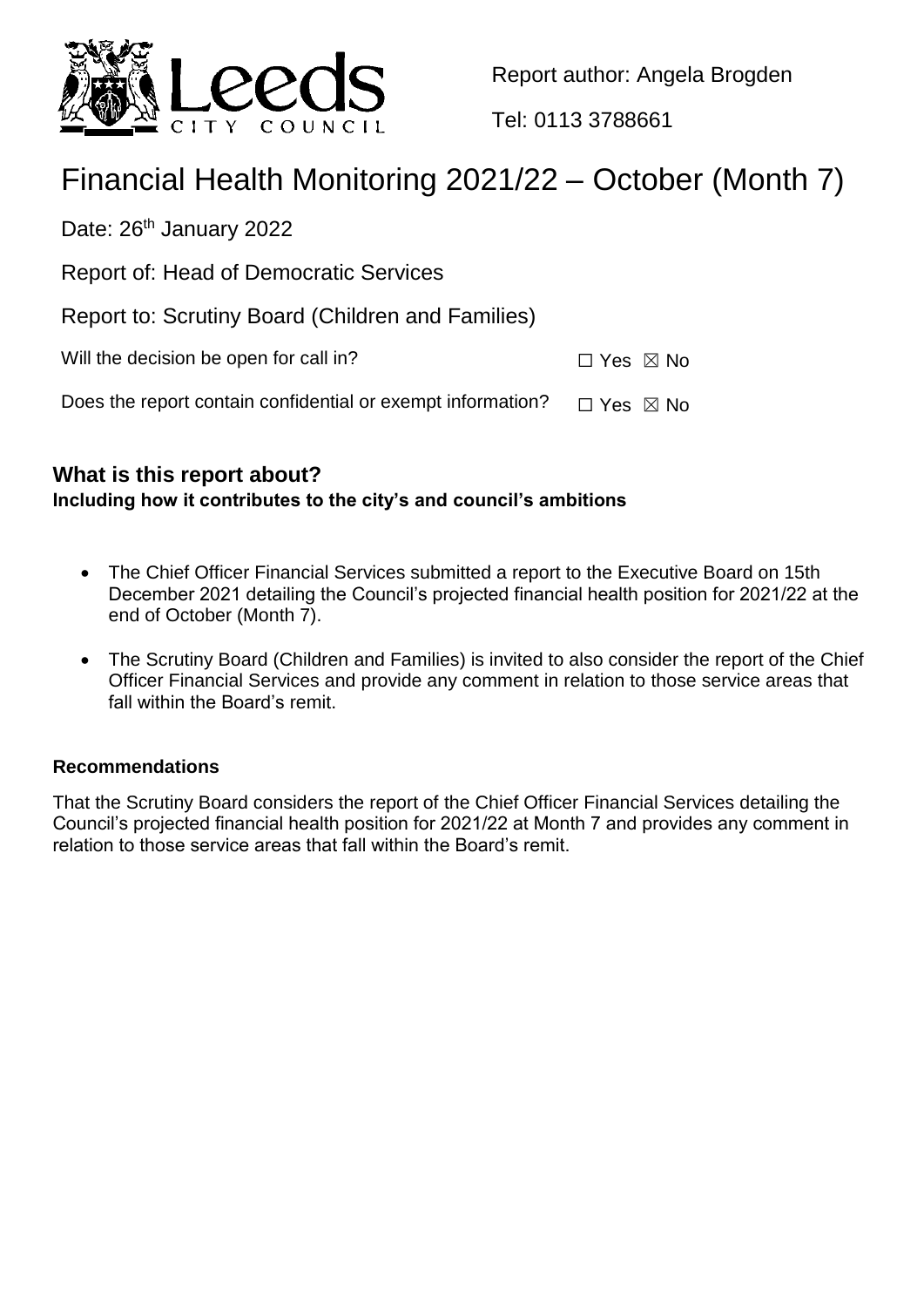Report author: Angela Brogden

Tel: 0113 3788661

# Financial Health Monitoring 2021/22 – October (Month 7)

Date: 26th January 2022

Report of: Head of Democratic Services

Report to: Scrutiny Board (Children and Families)

Will the decision be open for call in? ☐ Yes ☒ No

Does the report contain confidential or exempt information? ☐ Yes ☒ No

## What is this report about?

**Including how it contributes to the city's and council's ambitions**

- The Chief Officer Financial Services submitted a report to the Executive Board on 15th December 2021 detailing the Council's projected financial health position for 2021/22 at the end of October (Month 7).
- The Scrutiny Board (Children and Families) is invited to also consider the report of the Chief Officer Financial Services and provide any comment in relation to those service areas that fall within the Board's remit.

### Recommendations

That the Scrutiny Board considers the report of the Chief Officer Financial Services detailing the Council's projected financial health position for 2021/22 at Month 7 and provides any comment in relation to those service areas that fall within the Board's remit.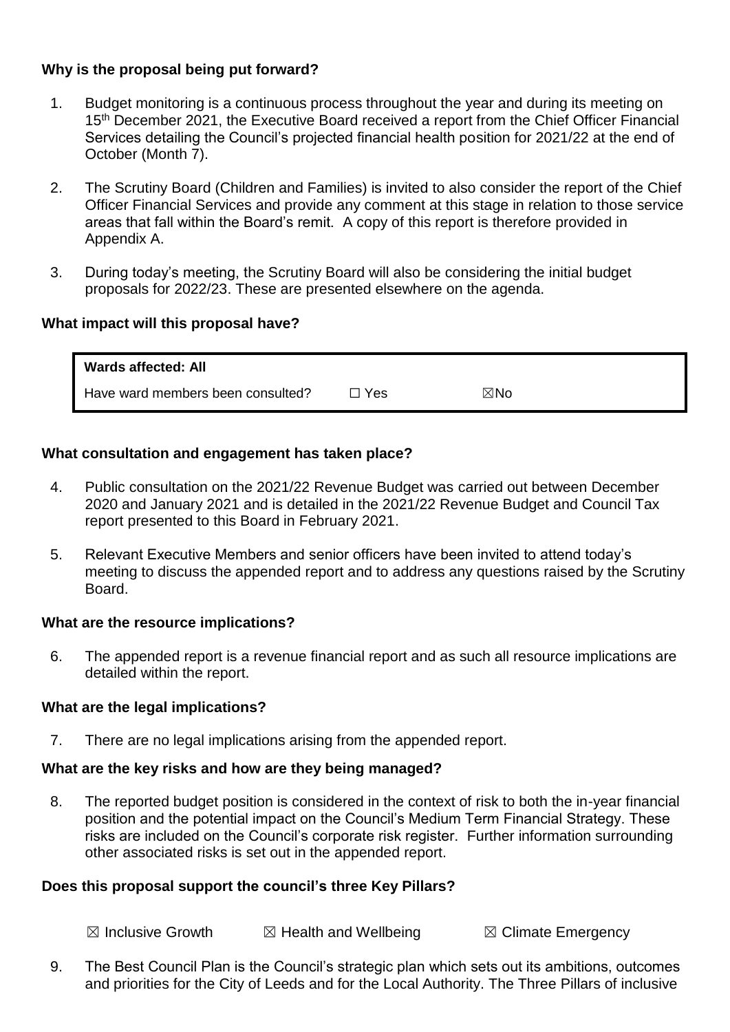**Why is the proposal being put forward?**

1. Budget monitoring is a continuous process throughout the year and during its meeting on 15th December 2021, the Executive Board received a report from the Chief Officer Financial Services detailing the Council's projected financial health position for 2021/22 at the end of October (Month 7).

2. The Scrutiny Board (Children and Families) is invited to also consider the report of the Chief Officer Financial Services and provide any comment at this stage in relation to those service areas that fall within the Board's remit. A copy of this report is therefore provided in Appendix A.

3. During today's meeting, the Scrutiny Board will also be considering the initial budget proposals for 2022/23. These are presented elsewhere on the agenda.

**What impact will this proposal have?**

| **Wards affected: All** | | |
|---|---|---|
| Have ward members been consulted? | ☐ Yes | ☒No |

**What consultation and engagement has taken place?**

4. Public consultation on the 2021/22 Revenue Budget was carried out between December 2020 and January 2021 and is detailed in the 2021/22 Revenue Budget and Council Tax report presented to this Board in February 2021.

5. Relevant Executive Members and senior officers have been invited to attend today's meeting to discuss the appended report and to address any questions raised by the Scrutiny Board.

**What are the resource implications?**

6. The appended report is a revenue financial report and as such all resource implications are detailed within the report.

**What are the legal implications?**

7. There are no legal implications arising from the appended report.

**What are the key risks and how are they being managed?**

8. The reported budget position is considered in the context of risk to both the in-year financial position and the potential impact on the Council's Medium Term Financial Strategy. These risks are included on the Council's corporate risk register. Further information surrounding other associated risks is set out in the appended report.

**Does this proposal support the council's three Key Pillars?**

☒ Inclusive Growth ☒ Health and Wellbeing ☒ Climate Emergency

9. The Best Council Plan is the Council's strategic plan which sets out its ambitions, outcomes and priorities for the City of Leeds and for the Local Authority. The Three Pillars of inclusive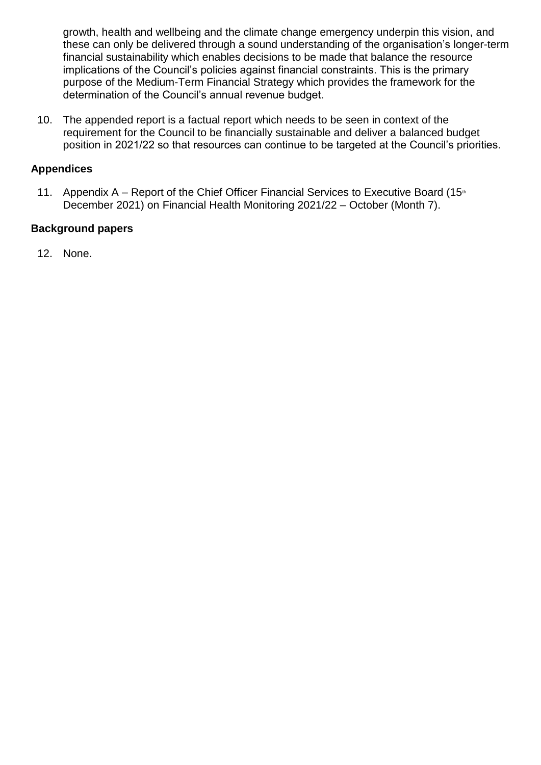growth, health and wellbeing and the climate change emergency underpin this vision, and these can only be delivered through a sound understanding of the organisation's longer-term financial sustainability which enables decisions to be made that balance the resource implications of the Council's policies against financial constraints. This is the primary purpose of the Medium-Term Financial Strategy which provides the framework for the determination of the Council's annual revenue budget.

10. The appended report is a factual report which needs to be seen in context of the requirement for the Council to be financially sustainable and deliver a balanced budget position in 2021/22 so that resources can continue to be targeted at the Council's priorities.

## Appendices

11. Appendix A – Report of the Chief Officer Financial Services to Executive Board (15th December 2021) on Financial Health Monitoring 2021/22 – October (Month 7).

## Background papers

12. None.